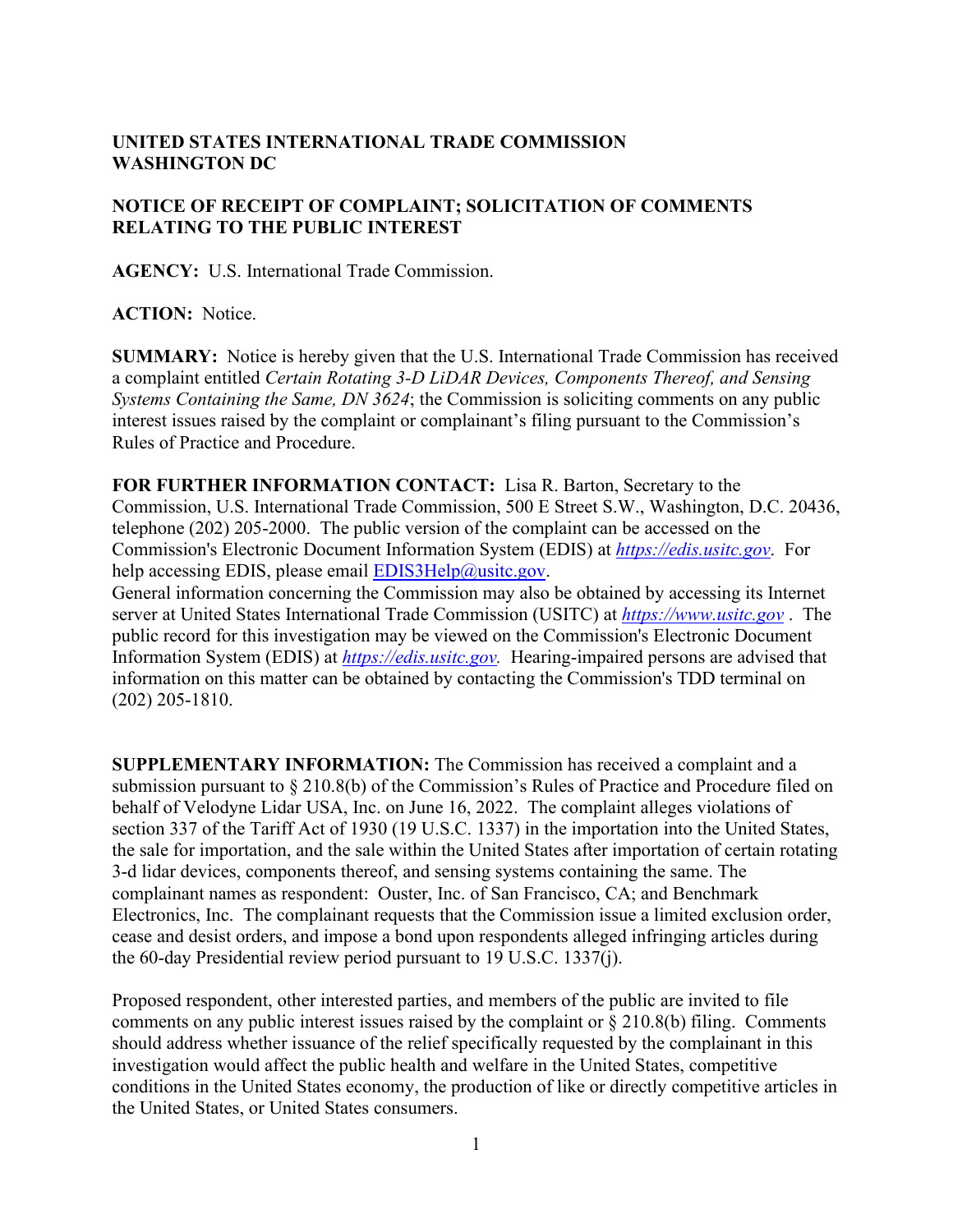**UNITED STATES INTERNATIONAL TRADE COMMISSION**
**WASHINGTON DC**

**NOTICE OF RECEIPT OF COMPLAINT; SOLICITATION OF COMMENTS RELATING TO THE PUBLIC INTEREST**

**AGENCY:** U.S. International Trade Commission.

**ACTION:** Notice.

**SUMMARY:** Notice is hereby given that the U.S. International Trade Commission has received a complaint entitled *Certain Rotating 3-D LiDAR Devices, Components Thereof, and Sensing Systems Containing the Same, DN 3624*; the Commission is soliciting comments on any public interest issues raised by the complaint or complainant's filing pursuant to the Commission's Rules of Practice and Procedure.

**FOR FURTHER INFORMATION CONTACT:** Lisa R. Barton, Secretary to the Commission, U.S. International Trade Commission, 500 E Street S.W., Washington, D.C. 20436, telephone (202) 205-2000. The public version of the complaint can be accessed on the Commission's Electronic Document Information System (EDIS) at *https://edis.usitc.gov*. For help accessing EDIS, please email EDIS3Help@usitc.gov.
General information concerning the Commission may also be obtained by accessing its Internet server at United States International Trade Commission (USITC) at *https://www.usitc.gov* . The public record for this investigation may be viewed on the Commission's Electronic Document Information System (EDIS) at *https://edis.usitc.gov.* Hearing-impaired persons are advised that information on this matter can be obtained by contacting the Commission's TDD terminal on (202) 205-1810.

**SUPPLEMENTARY INFORMATION:** The Commission has received a complaint and a submission pursuant to § 210.8(b) of the Commission's Rules of Practice and Procedure filed on behalf of Velodyne Lidar USA, Inc. on June 16, 2022. The complaint alleges violations of section 337 of the Tariff Act of 1930 (19 U.S.C. 1337) in the importation into the United States, the sale for importation, and the sale within the United States after importation of certain rotating 3-d lidar devices, components thereof, and sensing systems containing the same. The complainant names as respondent: Ouster, Inc. of San Francisco, CA; and Benchmark Electronics, Inc. The complainant requests that the Commission issue a limited exclusion order, cease and desist orders, and impose a bond upon respondents alleged infringing articles during the 60-day Presidential review period pursuant to 19 U.S.C. 1337(j).

Proposed respondent, other interested parties, and members of the public are invited to file comments on any public interest issues raised by the complaint or § 210.8(b) filing. Comments should address whether issuance of the relief specifically requested by the complainant in this investigation would affect the public health and welfare in the United States, competitive conditions in the United States economy, the production of like or directly competitive articles in the United States, or United States consumers.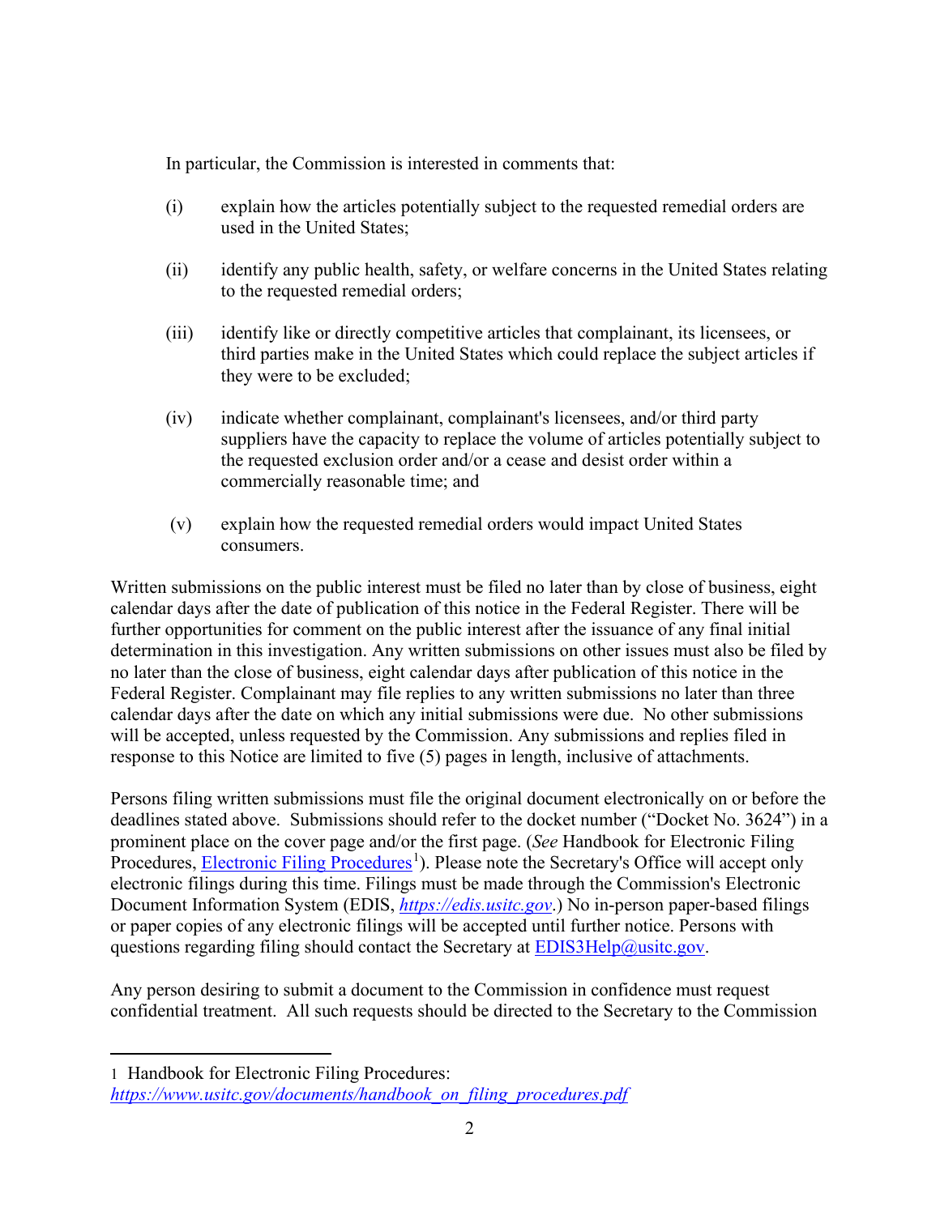In particular, the Commission is interested in comments that:

(i) explain how the articles potentially subject to the requested remedial orders are used in the United States;

(ii) identify any public health, safety, or welfare concerns in the United States relating to the requested remedial orders;

(iii) identify like or directly competitive articles that complainant, its licensees, or third parties make in the United States which could replace the subject articles if they were to be excluded;

(iv) indicate whether complainant, complainant's licensees, and/or third party suppliers have the capacity to replace the volume of articles potentially subject to the requested exclusion order and/or a cease and desist order within a commercially reasonable time; and

(v) explain how the requested remedial orders would impact United States consumers.

Written submissions on the public interest must be filed no later than by close of business, eight calendar days after the date of publication of this notice in the Federal Register. There will be further opportunities for comment on the public interest after the issuance of any final initial determination in this investigation. Any written submissions on other issues must also be filed by no later than the close of business, eight calendar days after publication of this notice in the Federal Register. Complainant may file replies to any written submissions no later than three calendar days after the date on which any initial submissions were due. No other submissions will be accepted, unless requested by the Commission. Any submissions and replies filed in response to this Notice are limited to five (5) pages in length, inclusive of attachments.

Persons filing written submissions must file the original document electronically on or before the deadlines stated above. Submissions should refer to the docket number ("Docket No. 3624") in a prominent place on the cover page and/or the first page. (*See* Handbook for Electronic Filing Procedures, [Electronic Filing Procedures](https://www.usitc.gov/documents/handbook_on_filing_procedures.pdf)[1]). Please note the Secretary's Office will accept only electronic filings during this time. Filings must be made through the Commission's Electronic Document Information System (EDIS, *[https://edis.usitc.gov](https://edis.usitc.gov)*.) No in-person paper-based filings or paper copies of any electronic filings will be accepted until further notice. Persons with questions regarding filing should contact the Secretary at [EDIS3Help@usitc.gov](mailto:EDIS3Help@usitc.gov).

Any person desiring to submit a document to the Commission in confidence must request confidential treatment. All such requests should be directed to the Secretary to the Commission

---

[1] Handbook for Electronic Filing Procedures: *[https://www.usitc.gov/documents/handbook_on_filing_procedures.pdf](https://www.usitc.gov/documents/handbook_on_filing_procedures.pdf)*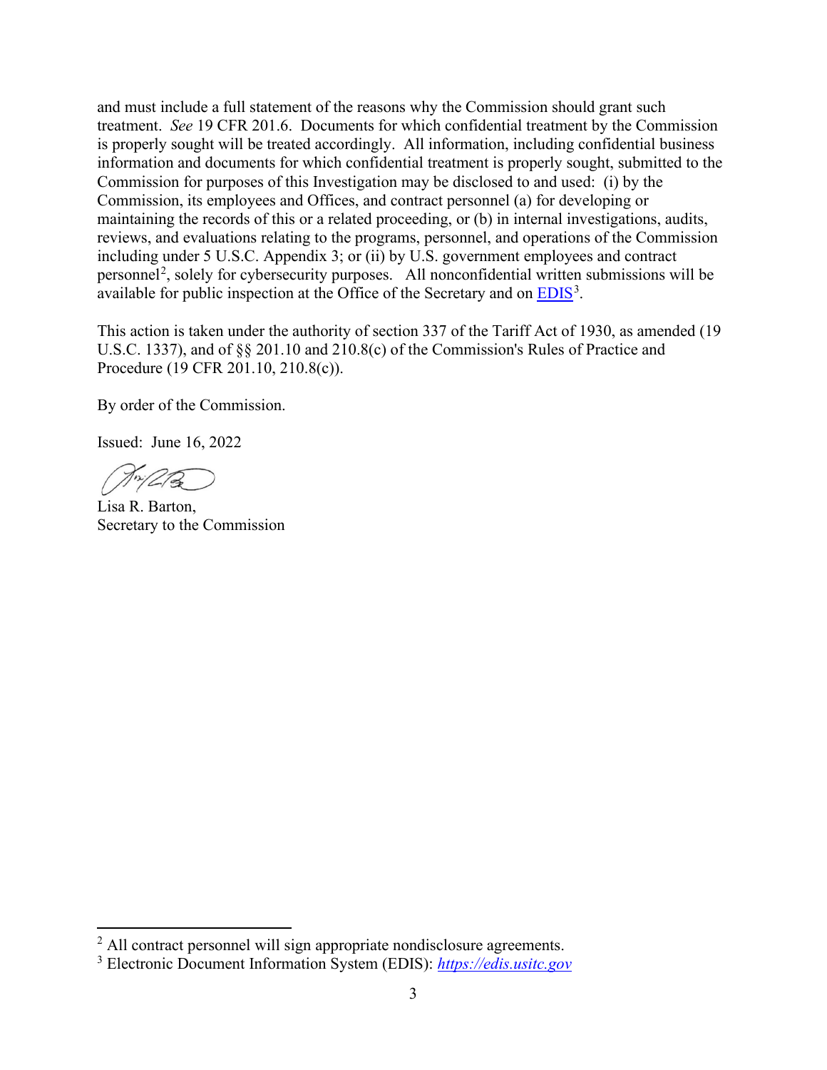and must include a full statement of the reasons why the Commission should grant such treatment. *See* 19 CFR 201.6. Documents for which confidential treatment by the Commission is properly sought will be treated accordingly. All information, including confidential business information and documents for which confidential treatment is properly sought, submitted to the Commission for purposes of this Investigation may be disclosed to and used: (i) by the Commission, its employees and Offices, and contract personnel (a) for developing or maintaining the records of this or a related proceeding, or (b) in internal investigations, audits, reviews, and evaluations relating to the programs, personnel, and operations of the Commission including under 5 U.S.C. Appendix 3; or (ii) by U.S. government employees and contract personnel[2], solely for cybersecurity purposes. All nonconfidential written submissions will be available for public inspection at the Office of the Secretary and on EDIS[3].

This action is taken under the authority of section 337 of the Tariff Act of 1930, as amended (19 U.S.C. 1337), and of §§ 201.10 and 210.8(c) of the Commission's Rules of Practice and Procedure (19 CFR 201.10, 210.8(c)).

By order of the Commission.

Issued: June 16, 2022

Lisa R. Barton,
Secretary to the Commission

---

[2] All contract personnel will sign appropriate nondisclosure agreements.

[3] Electronic Document Information System (EDIS): *https://edis.usitc.gov*